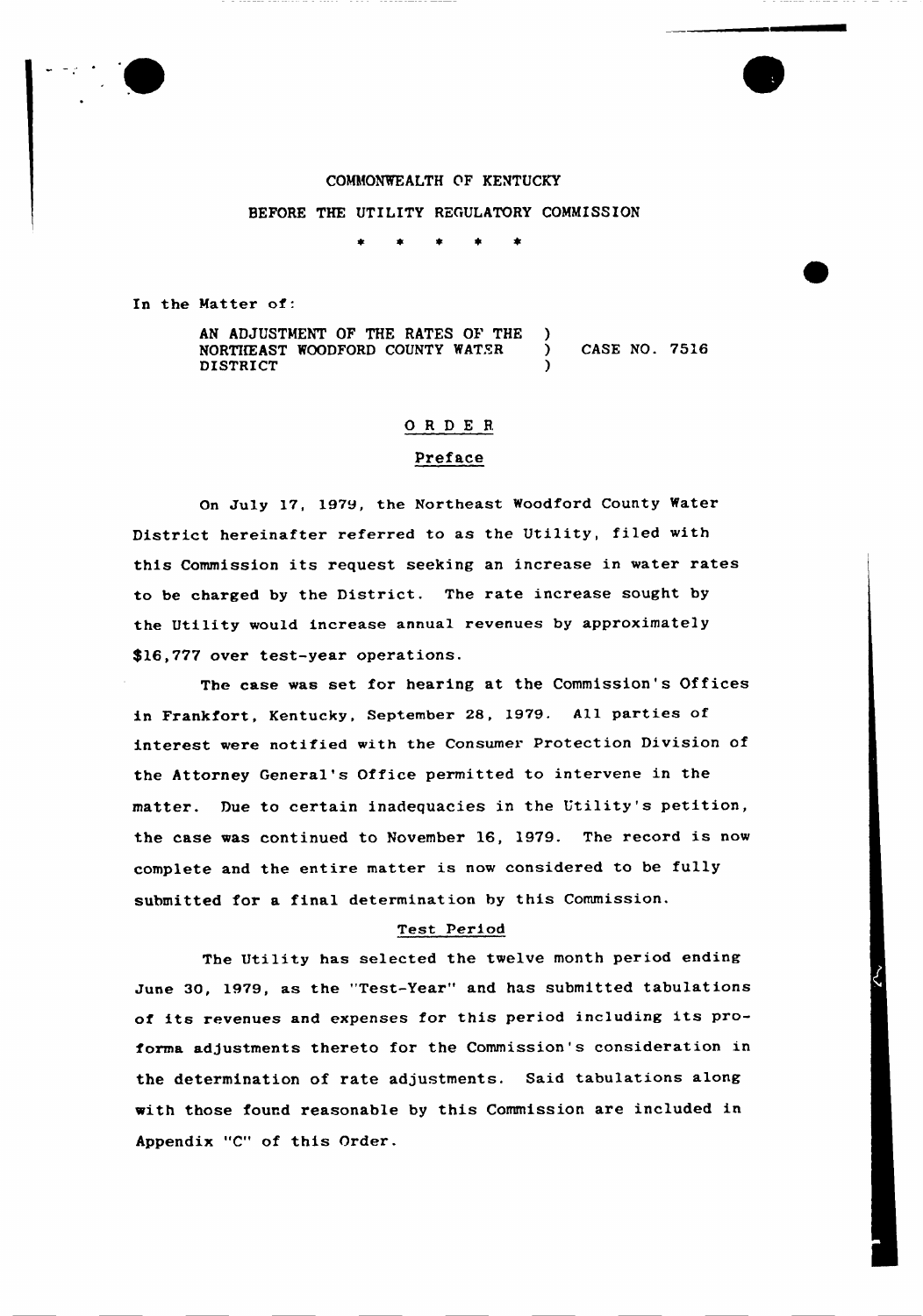COMMONWEALTH OF KENTUCKY

BEFORE THE UTILITY REGULATORY COMMISSION

\* \* \* \* \*

In the Matter of:

AN ADJUSTMENT OF THE RATES OF THE NORTHEAST WOODFORD COUNTY WATER DISTRICT ) CASE NO. 7516

## ORDER

### Preface

On July 17, 1979, the Northeast Woodford County Water District hereinafter referred to as the Utility, filed with this Commission its request seeking an increase in water rates to be charged by the District. The rate increase sought by the Utility would increase annual revenues by approximately $16,777 over test-year operations.

The case was set for hearing at the Commission's Offices in Frankfort, Kentucky, September 28, 1979. All parties of interest were notified with the Consumer Protection Division of the Attorney General's Office permitted to intervene in the matter. Due to certain inadequacies in the Utility's petition, the case was continued to November 16, 1979. The record is now complete and the entire matter is now considered to be fully submitted for a final determination by this Commission.

### Test Period

The Utility has selected the twelve month period ending June 30, 1979, as the "Test-Year" and has submitted tabulations of its revenues and expenses for this period including its pro-forma adjustments thereto for the Commission's consideration in the determination of rate adjustments. Said tabulations along with those found reasonable by this Commission are included in Appendix "C" of this Order.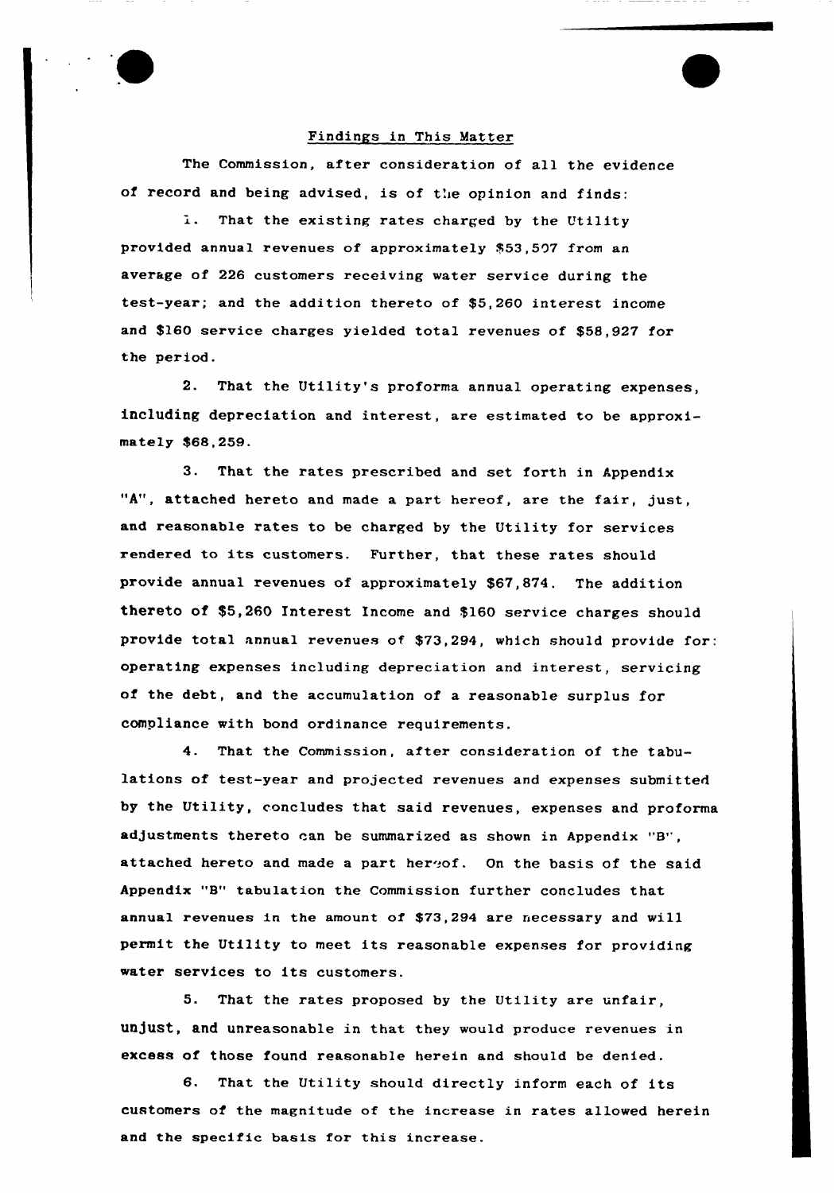## Findings in This Matter

The Commission, after consideration of all the evidence of record and being advised, is of the opinion and finds:

1. That the existing rates charged by the Utility provided annual revenues of approximately $53,507 from an average of 226 customers receiving water service during the test-year; and the addition thereto of $5,260 interest income and $160 service charges yielded total revenues of $58,927 for the period.

2. That the Utility's proforma annual operating expenses, including depreciation and interest, are estimated to be approximately $68,259.

3. That the rates prescribed and set forth in Appendix "A", attached hereto and made a part hereof, are the fair, just, and reasonable rates to be charged by the Utility for services rendered to its customers. Further, that these rates should provide annual revenues of approximately $67,874. The addition thereto of $5,260 Interest Income and $160 service charges should provide total annual revenues of $73,294, which should provide for: operating expenses including depreciation and interest, servicing of the debt, and the accumulation of a reasonable surplus for compliance with bond ordinance requirements.

4. That the Commission, after consideration of the tabulations of test-year and projected revenues and expenses submitted by the Utility, concludes that said revenues, expenses and proforma adjustments thereto can be summarized as shown in Appendix "B", attached hereto and made a part hereof. On the basis of the said Appendix "B" tabulation the Commission further concludes that annual revenues in the amount of $73,294 are necessary and will permit the Utility to meet its reasonable expenses for providing water services to its customers.

5. That the rates proposed by the Utility are unfair, unjust, and unreasonable in that they would produce revenues in excess of those found reasonable herein and should be denied.

6. That the Utility should directly inform each of its customers of the magnitude of the increase in rates allowed herein and the specific basis for this increase.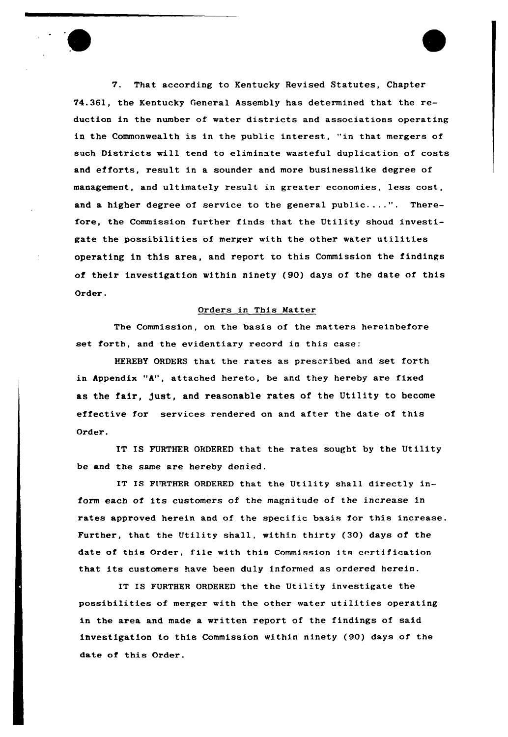7. That according to Kentucky Revised Statutes, Chapter 74.361, the Kentucky General Assembly has determined that the reduction in the number of water districts and associations operating in the Commonwealth is in the public interest, "in that mergers of such Districts will tend to eliminate wasteful duplication of costs and efforts, result in a sounder and more businesslike degree of management, and ultimately result in greater economies, less cost, and a higher degree of service to the general public....". Therefore, the Commission further finds that the Utility shoud investigate the possibilities of merger with the other water utilities operating in this area, and report to this Commission the findings of their investigation within ninety (90) days of the date of this Order.

## Orders in This Matter

The Commission, on the basis of the matters hereinbefore set forth, and the evidentiary record in this case:

HEREBY ORDERS that the rates as prescribed and set forth in Appendix "A", attached hereto, be and they hereby are fixed as the fair, just, and reasonable rates of the Utility to become effective for services rendered on and after the date of this Order.

IT IS FURTHER ORDERED that the rates sought by the Utility be and the same are hereby denied.

IT IS FURTHER ORDERED that the Utility shall directly inform each of its customers of the magnitude of the increase in rates approved herein and of the specific basis for this increase. Further, that the Utility shall, within thirty (30) days of the date of this Order, file with this Commission its certification that its customers have been duly informed as ordered herein.

IT IS FURTHER ORDERED the the Utility investigate the possibilities of merger with the other water utilities operating in the area and made a written report of the findings of said investigation to this Commission within ninety (90) days of the date of this Order.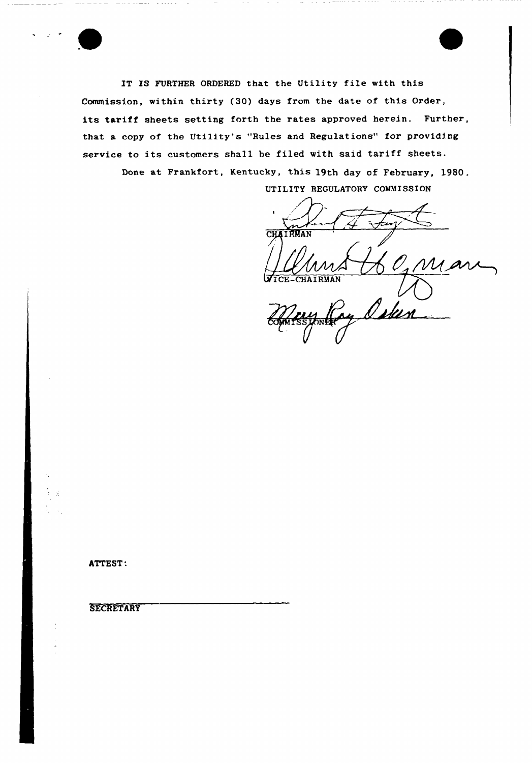IT IS FURTHER ORDERED that the Utility file with this Commission, within thirty (30) days from the date of this Order, its tariff sheets setting forth the rates approved herein. Further, that a copy of the Utility's "Rules and Regulations" for providing service to its customers shall be filed with said tariff sheets.

Done at Frankfort, Kentucky, this 19th day of February, 1980.

UTILITY REGULATORY COMMISSION

CHAIRMAN

VICE-CHAIRMAN

COMMISSIONER

ATTEST:

SECRETARY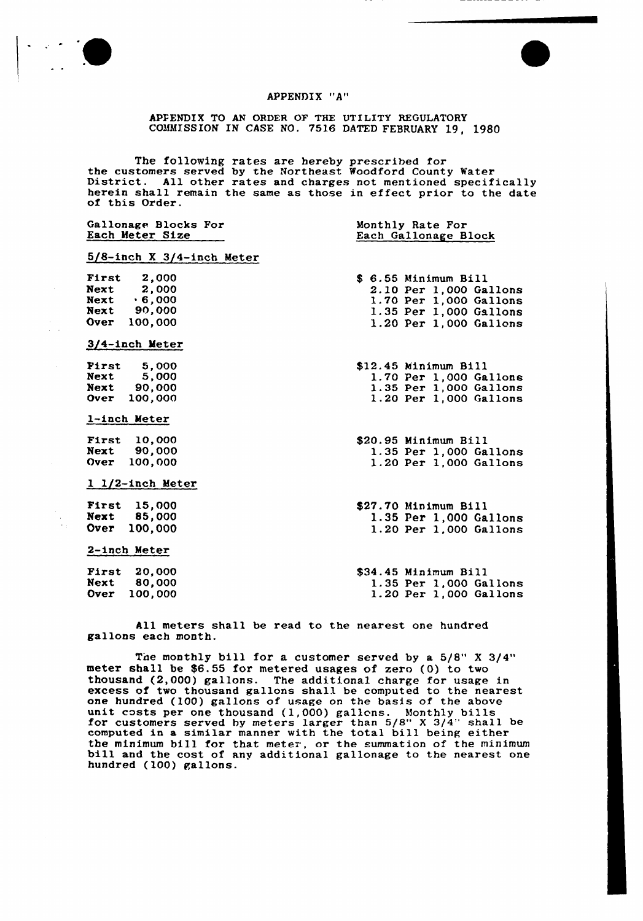# APPENDIX "A"

APPENDIX TO AN ORDER OF THE UTILITY REGULATORY COMMISSION IN CASE NO. 7516 DATED FEBRUARY 19, 1980

The following rates are hereby prescribed for the customers served by the Northeast Woodford County Water District. All other rates and charges not mentioned specifically herein shall remain the same as those in effect prior to the date of this Order.

| Gallonage Blocks For Each Meter Size | Monthly Rate For Each Gallonage Block |
|---|---|
| **5/8-inch X 3/4-inch Meter** | |
| First 2,000 | $ 6.55 Minimum Bill |
| Next 2,000 | 2.10 Per 1,000 Gallons |
| Next 6,000 | 1.70 Per 1,000 Gallons |
| Next 90,000 | 1.35 Per 1,000 Gallons |
| Over 100,000 | 1.20 Per 1,000 Gallons |
| **3/4-inch Meter** | |
| First 5,000 | $12.45 Minimum Bill |
| Next 5,000 | 1.70 Per 1,000 Gallons |
| Next 90,000 | 1.35 Per 1,000 Gallons |
| Over 100,000 | 1.20 Per 1,000 Gallons |
| **1-inch Meter** | |
| First 10,000 | $20.95 Minimum Bill |
| Next 90,000 | 1.35 Per 1,000 Gallons |
| Over 100,000 | 1.20 Per 1,000 Gallons |
| **1 1/2-inch Meter** | |
| First 15,000 | $27.70 Minimum Bill |
| Next 85,000 | 1.35 Per 1,000 Gallons |
| Over 100,000 | 1.20 Per 1,000 Gallons |
| **2-inch Meter** | |
| First 20,000 | $34.45 Minimum Bill |
| Next 80,000 | 1.35 Per 1,000 Gallons |
| Over 100,000 | 1.20 Per 1,000 Gallons |

All meters shall be read to the nearest one hundred gallons each month.

The monthly bill for a customer served by a 5/8" X 3/4" meter shall be $6.55 for metered usages of zero (0) to two thousand (2,000) gallons. The additional charge for usage in excess of two thousand gallons shall be computed to the nearest one hundred (100) gallons of usage on the basis of the above unit costs per one thousand (1,000) gallons. Monthly bills for customers served by meters larger than 5/8" X 3/4" shall be computed in a similar manner with the total bill being either the minimum bill for that meter, or the summation of the minimum bill and the cost of any additional gallonage to the nearest one hundred (100) gallons.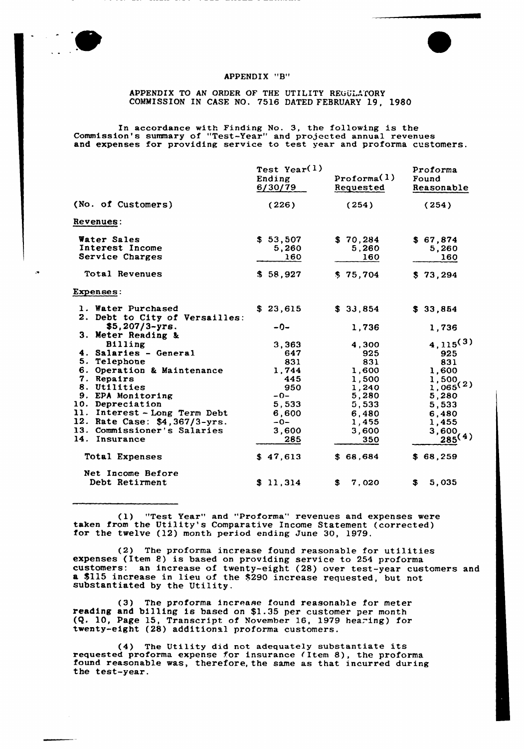APPENDIX "B"

APPENDIX TO AN ORDER OF THE UTILITY REGULATORY COMMISSION IN CASE NO. 7516 DATED FEBRUARY 19, 1980

In accordance with Finding No. 3, the following is the Commission's summary of "Test-Year" and projected annual revenues and expenses for providing service to test year and proforma customers.

| | Test Year(1) Ending 6/30/79 | Proforma(1) Requested | Proforma Found Reasonable |
|---|---|---|---|
| (No. of Customers) | (226) | (254) | (254) |
| **Revenues:** | | | |
| Water Sales | $ 53,507 | $ 70,284 | $ 67,874 |
| Interest Income | 5,260 | 5,260 | 5,260 |
| Service Charges | 160 | 160 | 160 |
| Total Revenues | $ 58,927 | $ 75,704 | $ 73,294 |
| **Expenses:** | | | |
| 1. Water Purchased | $ 23,615 | $ 33,854 | $ 33,854 |
| 2. Debt to City of Versailles: $5,207/3-yrs. | -0- | 1,736 | 1,736 |
| 3. Meter Reading & Billing | 3,363 | 4,300 | 4,115(3) |
| 4. Salaries - General | 647 | 925 | 925 |
| 5. Telephone | 831 | 831 | 831 |
| 6. Operation & Maintenance | 1,744 | 1,600 | 1,600 |
| 7. Repairs | 445 | 1,500 | 1,500 |
| 8. Utilities | 950 | 1,240 | 1,065(2) |
| 9. EPA Monitoring | -0- | 5,280 | 5,280 |
| 10. Depreciation | 5,533 | 5,533 | 5,533 |
| 11. Interest - Long Term Debt | 6,600 | 6,480 | 6,480 |
| 12. Rate Case: $4,367/3-yrs. | -0- | 1,455 | 1,455 |
| 13. Commissioner's Salaries | 3,600 | 3,600 | 3,600 |
| 14. Insurance | 285 | 350 | 285(4) |
| Total Expenses | $ 47,613 | $ 68,684 | $ 68,259 |
| Net Income Before Debt Retirment | $ 11,314 | $ 7,020 | $ 5,035 |

---

(1) "Test Year" and "Proforma" revenues and expenses were taken from the Utility's Comparative Income Statement (corrected) for the twelve (12) month period ending June 30, 1979.

(2) The proforma increase found reasonable for utilities expenses (Item 8) is based on providing service to 254 proforma customers: an increase of twenty-eight (28) over test-year customers and a $115 increase in lieu of the $290 increase requested, but not substantiated by the Utility.

(3) The proforma increase found reasonable for meter reading and billing is based on $1.35 per customer per month (Q. 10, Page 15, Transcript of November 16, 1979 hearing) for twenty-eight (28) additional proforma customers.

(4) The Utility did not adequately substantiate its requested proforma expense for insurance (Item 8), the proforma found reasonable was, therefore, the same as that incurred during the test-year.